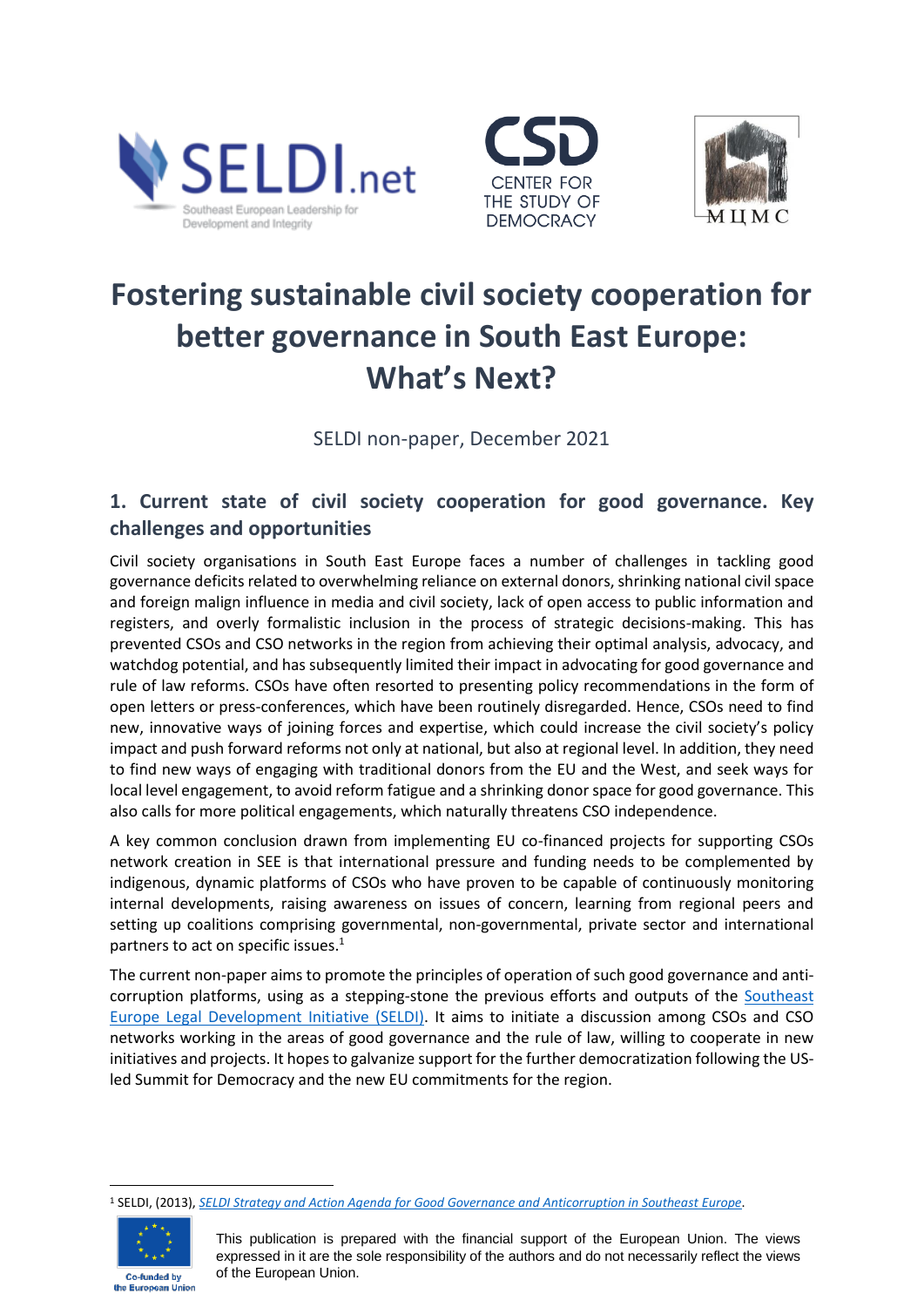# Fostering sustainable civil society cooperation for better governance in South East Europe: What's Next?

SELDI non-paper, December 2021

## 1. Current state of civil society cooperation for good governance. Key challenges and opportunities

Civil society organisations in South East Europe faces a number of challenges in tackling good governance deficits related to overwhelming reliance on external donors, shrinking national civil space and foreign malign influence in media and civil society, lack of open access to public information and registers, and overly formalistic inclusion in the process of strategic decisions-making. This has prevented CSOs and CSO networks in the region from achieving their optimal analysis, advocacy, and watchdog potential, and has subsequently limited their impact in advocating for good governance and rule of law reforms. CSOs have often resorted to presenting policy recommendations in the form of open letters or press-conferences, which have been routinely disregarded. Hence, CSOs need to find new, innovative ways of joining forces and expertise, which could increase the civil society's policy impact and push forward reforms not only at national, but also at regional level. In addition, they need to find new ways of engaging with traditional donors from the EU and the West, and seek ways for local level engagement, to avoid reform fatigue and a shrinking donor space for good governance. This also calls for more political engagements, which naturally threatens CSO independence.

A key common conclusion drawn from implementing EU co-financed projects for supporting CSOs network creation in SEE is that international pressure and funding needs to be complemented by indigenous, dynamic platforms of CSOs who have proven to be capable of continuously monitoring internal developments, raising awareness on issues of concern, learning from regional peers and setting up coalitions comprising governmental, non-governmental, private sector and international partners to act on specific issues.[1]

The current non-paper aims to promote the principles of operation of such good governance and anti-corruption platforms, using as a stepping-stone the previous efforts and outputs of the Southeast Europe Legal Development Initiative (SELDI). It aims to initiate a discussion among CSOs and CSO networks working in the areas of good governance and the rule of law, willing to cooperate in new initiatives and projects. It hopes to galvanize support for the further democratization following the US-led Summit for Democracy and the new EU commitments for the region.

[1] SELDI, (2013), *SELDI Strategy and Action Agenda for Good Governance and Anticorruption in Southeast Europe*.

This publication is prepared with the financial support of the European Union. The views expressed in it are the sole responsibility of the authors and do not necessarily reflect the views of the European Union.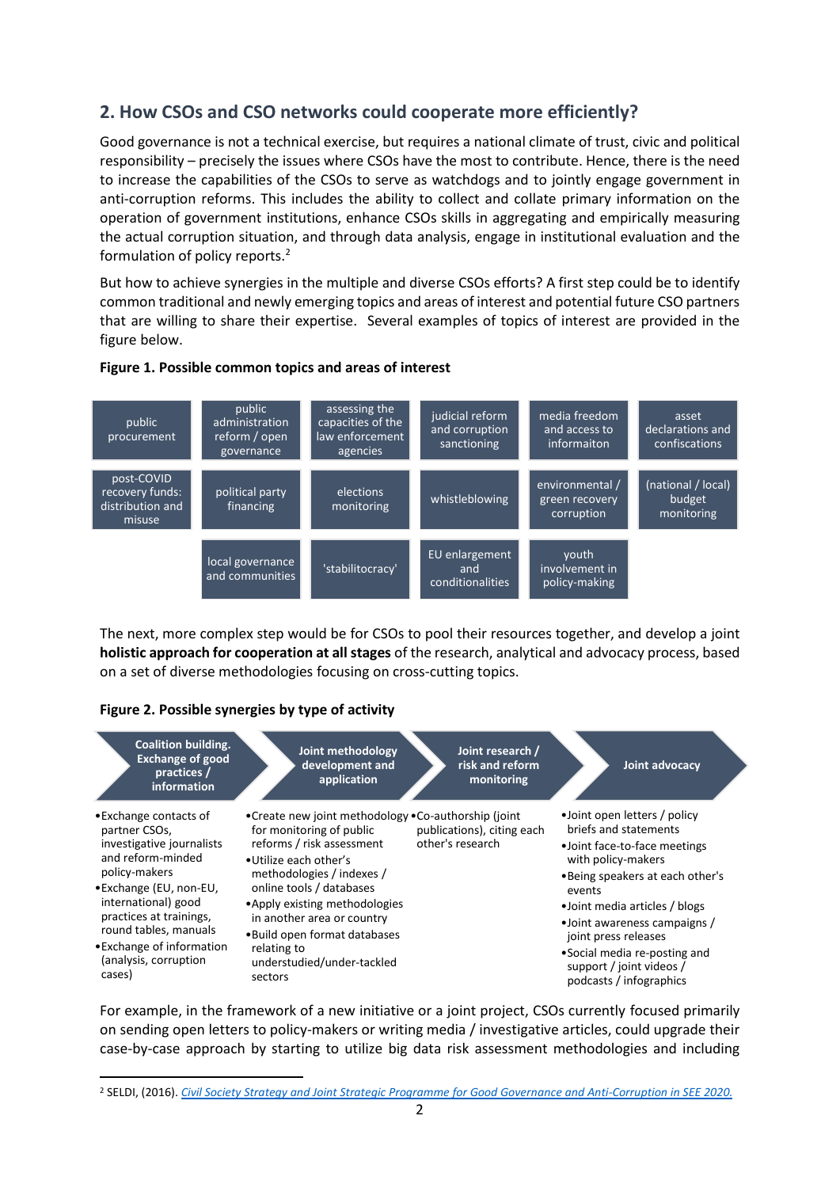## 2. How CSOs and CSO networks could cooperate more efficiently?

Good governance is not a technical exercise, but requires a national climate of trust, civic and political responsibility – precisely the issues where CSOs have the most to contribute. Hence, there is the need to increase the capabilities of the CSOs to serve as watchdogs and to jointly engage government in anti-corruption reforms. This includes the ability to collect and collate primary information on the operation of government institutions, enhance CSOs skills in aggregating and empirically measuring the actual corruption situation, and through data analysis, engage in institutional evaluation and the formulation of policy reports.[2]

But how to achieve synergies in the multiple and diverse CSOs efforts? A first step could be to identify common traditional and newly emerging topics and areas of interest and potential future CSO partners that are willing to share their expertise. Several examples of topics of interest are provided in the figure below.

**Figure 1. Possible common topics and areas of interest**

public procurement

public administration reform / open governance

assessing the capacities of the law enforcement agencies

judicial reform and corruption sanctioning

media freedom and access to informaiton

asset declarations and confiscations

post-COVID recovery funds: distribution and misuse

political party financing

elections monitoring

whistleblowing

environmental / green recovery corruption

(national / local) budget monitoring

local governance and communities

'stabilitocracy'

EU enlargement and conditionalities

youth involvement in policy-making

The next, more complex step would be for CSOs to pool their resources together, and develop a joint **holistic approach for cooperation at all stages** of the research, analytical and advocacy process, based on a set of diverse methodologies focusing on cross-cutting topics.

**Figure 2. Possible synergies by type of activity**

**Coalition building. Exchange of good practices / information**

- Exchange contacts of partner CSOs, investigative journalists and reform-minded policy-makers
- Exchange (EU, non-EU, international) good practices at trainings, round tables, manuals
- Exchange of information (analysis, corruption cases)

**Joint methodology development and application**

- Create new joint methodology for monitoring of public reforms / risk assessment
- Utilize each other's methodologies / indexes / online tools / databases
- Apply existing methodologies in another area or country
- Build open format databases relating to understudied/under-tackled sectors

**Joint research / risk and reform monitoring**

- Co-authorship (joint publications), citing each other's research

**Joint advocacy**

- Joint open letters / policy briefs and statements
- Joint face-to-face meetings with policy-makers
- Being speakers at each other's events
- Joint media articles / blogs
- Joint awareness campaigns / joint press releases
- Social media re-posting and support / joint videos / podcasts / infographics

For example, in the framework of a new initiative or a joint project, CSOs currently focused primarily on sending open letters to policy-makers or writing media / investigative articles, could upgrade their case-by-case approach by starting to utilize big data risk assessment methodologies and including

[2] SELDI, (2016). *Civil Society Strategy and Joint Strategic Programme for Good Governance and Anti-Corruption in SEE 2020.*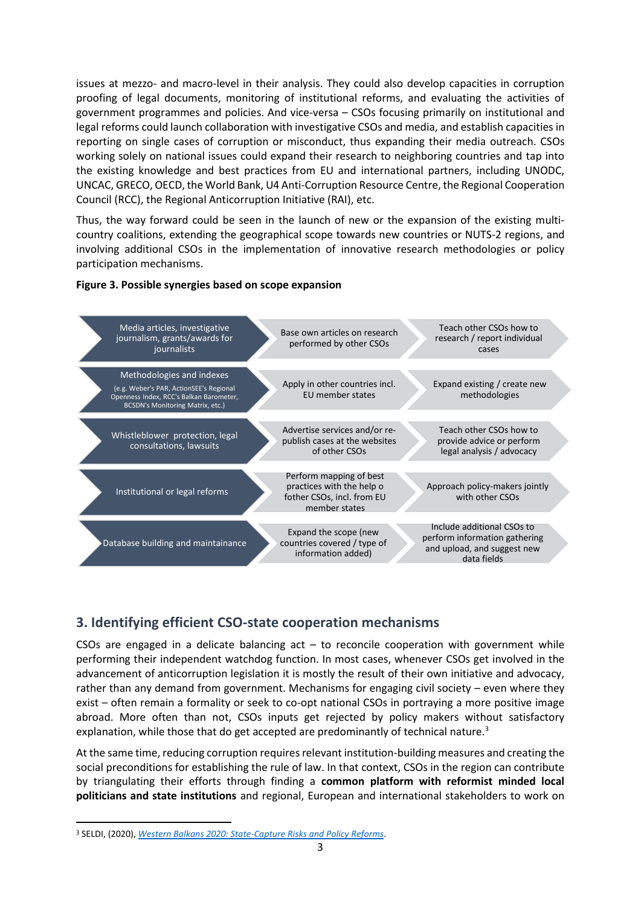issues at mezzo- and macro-level in their analysis. They could also develop capacities in corruption proofing of legal documents, monitoring of institutional reforms, and evaluating the activities of government programmes and policies. And vice-versa – CSOs focusing primarily on institutional and legal reforms could launch collaboration with investigative CSOs and media, and establish capacities in reporting on single cases of corruption or misconduct, thus expanding their media outreach. CSOs working solely on national issues could expand their research to neighboring countries and tap into the existing knowledge and best practices from EU and international partners, including UNODC, UNCAC, GRECO, OECD, the World Bank, U4 Anti-Corruption Resource Centre, the Regional Cooperation Council (RCC), the Regional Anticorruption Initiative (RAI), etc.

Thus, the way forward could be seen in the launch of new or the expansion of the existing multi-country coalitions, extending the geographical scope towards new countries or NUTS-2 regions, and involving additional CSOs in the implementation of innovative research methodologies or policy participation mechanisms.

**Figure 3. Possible synergies based on scope expansion**

| | | |
|---|---|---|
| Media articles, investigative journalism, grants/awards for journalists | Base own articles on research performed by other CSOs | Teach other CSOs how to research / report individual cases |
| Methodologies and indexes (e.g. Weber's PAR, ActionSEE's Regional Openness Index, RCC's Balkan Barometer, BCSDN's Monitoring Matrix, etc.) | Apply in other countries incl. EU member states | Expand existing / create new methodologies |
| Whistleblower protection, legal consultations, lawsuits | Advertise services and/or re-publish cases at the websites of other CSOs | Teach other CSOs how to provide advice or perform legal analysis / advocacy |
| Institutional or legal reforms | Perform mapping of best practices with the help o fother CSOs, incl. from EU member states | Approach policy-makers jointly with other CSOs |
| Database building and maintainance | Expand the scope (new countries covered / type of information added) | Include additional CSOs to perform information gathering and upload, and suggest new data fields |

## 3. Identifying efficient CSO-state cooperation mechanisms

CSOs are engaged in a delicate balancing act – to reconcile cooperation with government while performing their independent watchdog function. In most cases, whenever CSOs get involved in the advancement of anticorruption legislation it is mostly the result of their own initiative and advocacy, rather than any demand from government. Mechanisms for engaging civil society – even where they exist – often remain a formality or seek to co-opt national CSOs in portraying a more positive image abroad. More often than not, CSOs inputs get rejected by policy makers without satisfactory explanation, while those that do get accepted are predominantly of technical nature.[3]

At the same time, reducing corruption requires relevant institution-building measures and creating the social preconditions for establishing the rule of law. In that context, CSOs in the region can contribute by triangulating their efforts through finding a **common platform with reformist minded local politicians and state institutions** and regional, European and international stakeholders to work on

[3] SELDI, (2020), *Western Balkans 2020: State-Capture Risks and Policy Reforms*.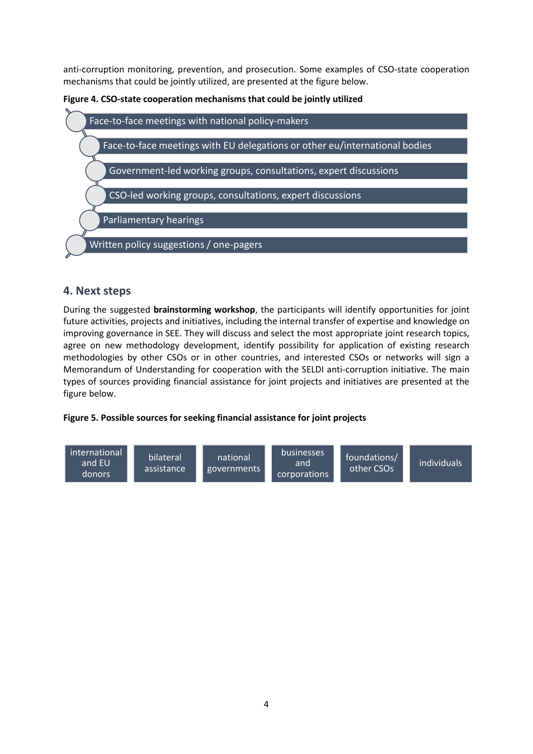anti-corruption monitoring, prevention, and prosecution. Some examples of CSO-state cooperation mechanisms that could be jointly utilized, are presented at the figure below.

**Figure 4. CSO-state cooperation mechanisms that could be jointly utilized**

Face-to-face meetings with national policy-makers

Face-to-face meetings with EU delegations or other eu/international bodies

Government-led working groups, consultations, expert discussions

CSO-led working groups, consultations, expert discussions

Parliamentary hearings

Written policy suggestions / one-pagers

## 4. Next steps

During the suggested **brainstorming workshop**, the participants will identify opportunities for joint future activities, projects and initiatives, including the internal transfer of expertise and knowledge on improving governance in SEE. They will discuss and select the most appropriate joint research topics, agree on new methodology development, identify possibility for application of existing research methodologies by other CSOs or in other countries, and interested CSOs or networks will sign a Memorandum of Understanding for cooperation with the SELDI anti-corruption initiative. The main types of sources providing financial assistance for joint projects and initiatives are presented at the figure below.

**Figure 5. Possible sources for seeking financial assistance for joint projects**

international and EU donors

bilateral assistance

national governments

businesses and corporations

foundations/ other CSOs

individuals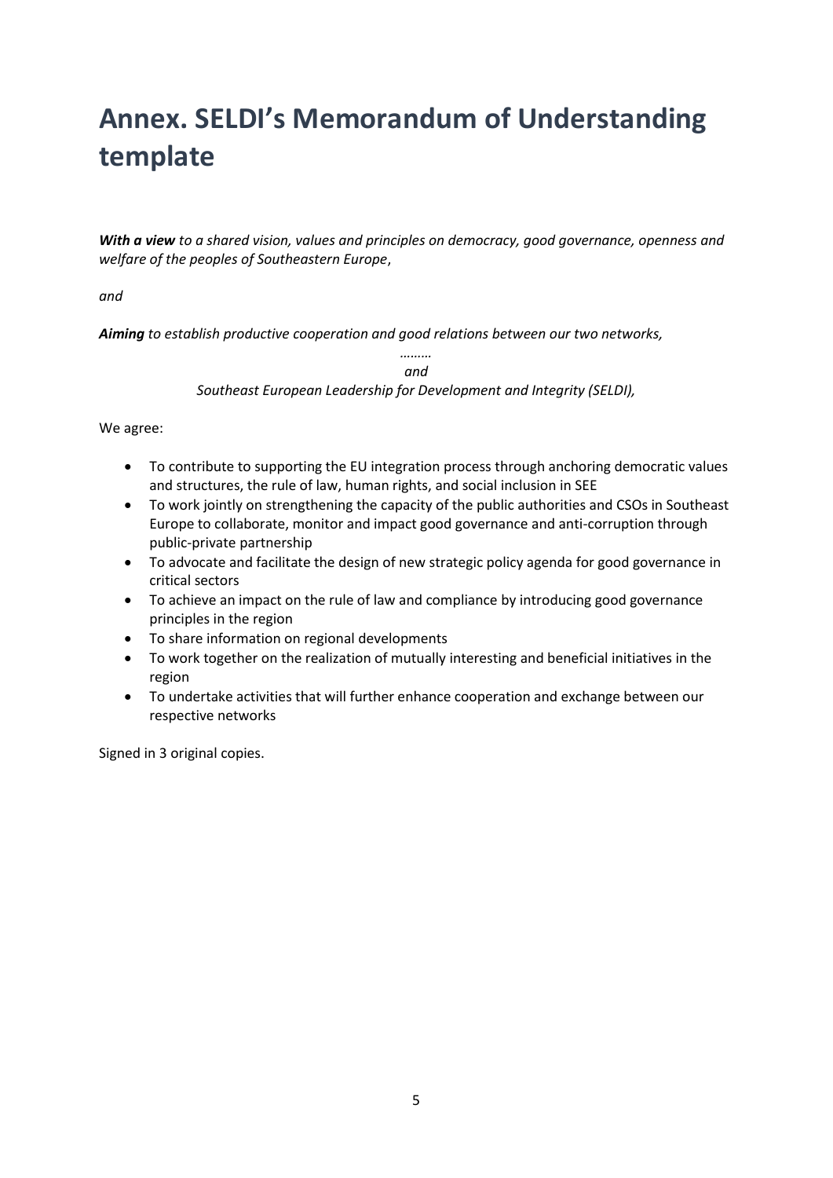# Annex. SELDI's Memorandum of Understanding template

***With a view** to a shared vision, values and principles on democracy, good governance, openness and welfare of the peoples of Southeastern Europe*,

*and*

***Aiming** to establish productive cooperation and good relations between our two networks,*

*………*

*and*

*Southeast European Leadership for Development and Integrity (SELDI),*

We agree:

- To contribute to supporting the EU integration process through anchoring democratic values and structures, the rule of law, human rights, and social inclusion in SEE
- To work jointly on strengthening the capacity of the public authorities and CSOs in Southeast Europe to collaborate, monitor and impact good governance and anti-corruption through public-private partnership
- To advocate and facilitate the design of new strategic policy agenda for good governance in critical sectors
- To achieve an impact on the rule of law and compliance by introducing good governance principles in the region
- To share information on regional developments
- To work together on the realization of mutually interesting and beneficial initiatives in the region
- To undertake activities that will further enhance cooperation and exchange between our respective networks

Signed in 3 original copies.